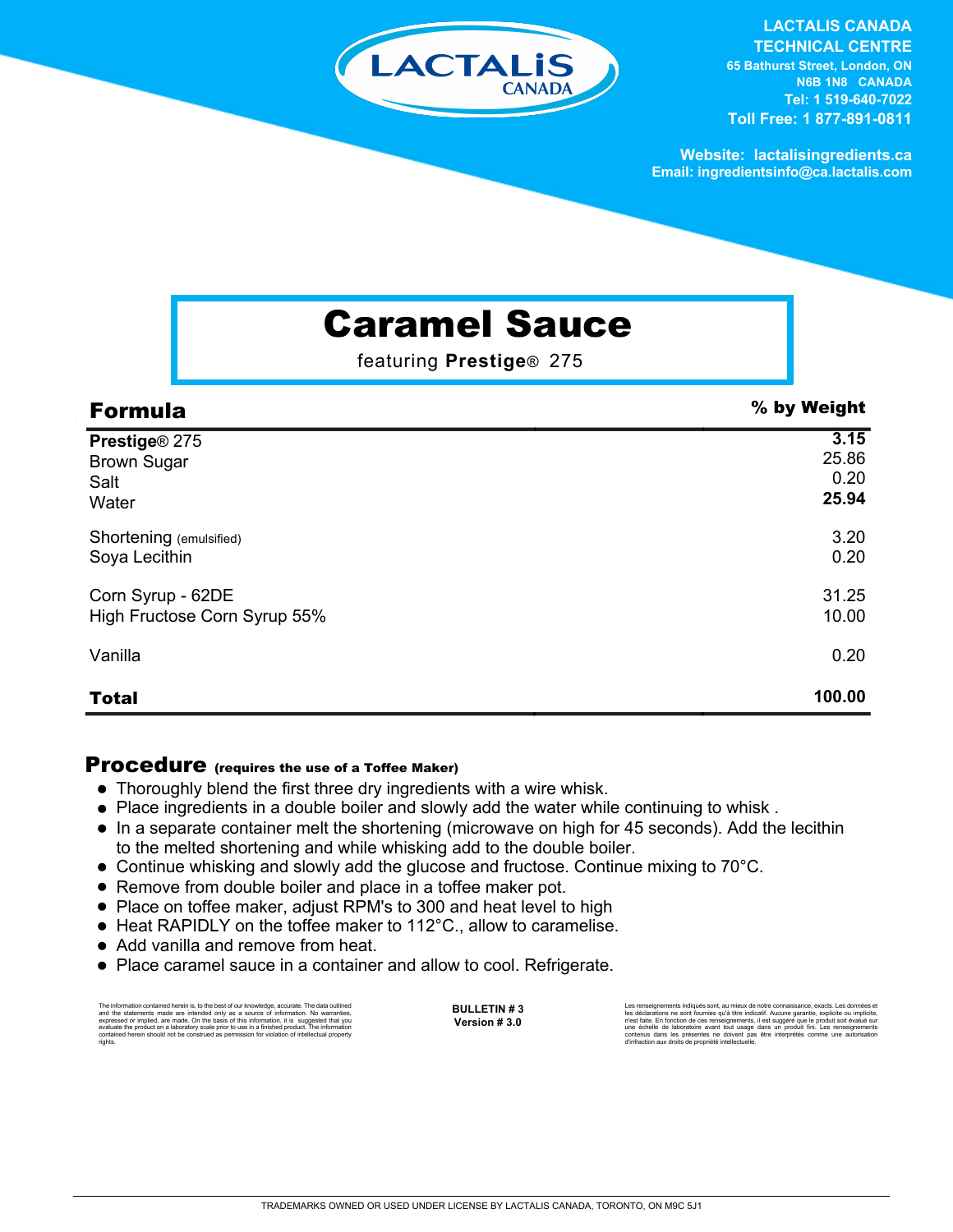LACTALIS CANADA

**LACTALIS CANADA TECHNICAL CENTRE**
**65 Bathurst Street, London, ON**
**N6B 1N8 CANADA**
**Tel: 1 519-640-7022**
**Toll Free: 1 877-891-0811**

**Website: lactalisingredients.ca**
**Email: ingredientsinfo@ca.lactalis.com**

# Caramel Sauce

featuring **Prestige**® 275

| **Formula** | **% by Weight** |
|---|---|
| **Prestige**® 275 | **3.15** |
| Brown Sugar | 25.86 |
| Salt | 0.20 |
| Water | **25.94** |
| Shortening (emulsified) | 3.20 |
| Soya Lecithin | 0.20 |
| Corn Syrup - 62DE | 31.25 |
| High Fructose Corn Syrup 55% | 10.00 |
| Vanilla | 0.20 |
| **Total** | **100.00** |

## Procedure (requires the use of a Toffee Maker)

- Thoroughly blend the first three dry ingredients with a wire whisk.
- Place ingredients in a double boiler and slowly add the water while continuing to whisk .
- In a separate container melt the shortening (microwave on high for 45 seconds). Add the lecithin to the melted shortening and while whisking add to the double boiler.
- Continue whisking and slowly add the glucose and fructose. Continue mixing to 70°C.
- Remove from double boiler and place in a toffee maker pot.
- Place on toffee maker, adjust RPM's to 300 and heat level to high
- Heat RAPIDLY on the toffee maker to 112°C., allow to caramelise.
- Add vanilla and remove from heat.
- Place caramel sauce in a container and allow to cool. Refrigerate.

The information contained herein is, to the best of our knowledge, accurate. The data outlined and the statements made are intended only as a source of information. No warranties, expressed or implied, are made. On the basis of this information, it is suggested that you evaluate the product on a laboratory scale prior to use in a finished product. The information contained herein should not be construed as permission for violation of intellectual property rights.

**BULLETIN # 3**
**Version # 3.0**

Les renseignements indiqués sont, au mieux de notre connaissance, exacts. Les données et les déclarations ne sont fournies qu'à titre indicatif. Aucune garantie, explicite ou implicite, n'est faite. En fonction de ces renseignements, il est suggéré que le produit soit évalué sur une échelle de laboratoire avant tout usage dans un produit fini. Les renseignements contenus dans les présentes ne doivent pas être interprétés comme une autorisation d'infraction aux droits de propriété intellectuelle.

TRADEMARKS OWNED OR USED UNDER LICENSE BY LACTALIS CANADA, TORONTO, ON M9C 5J1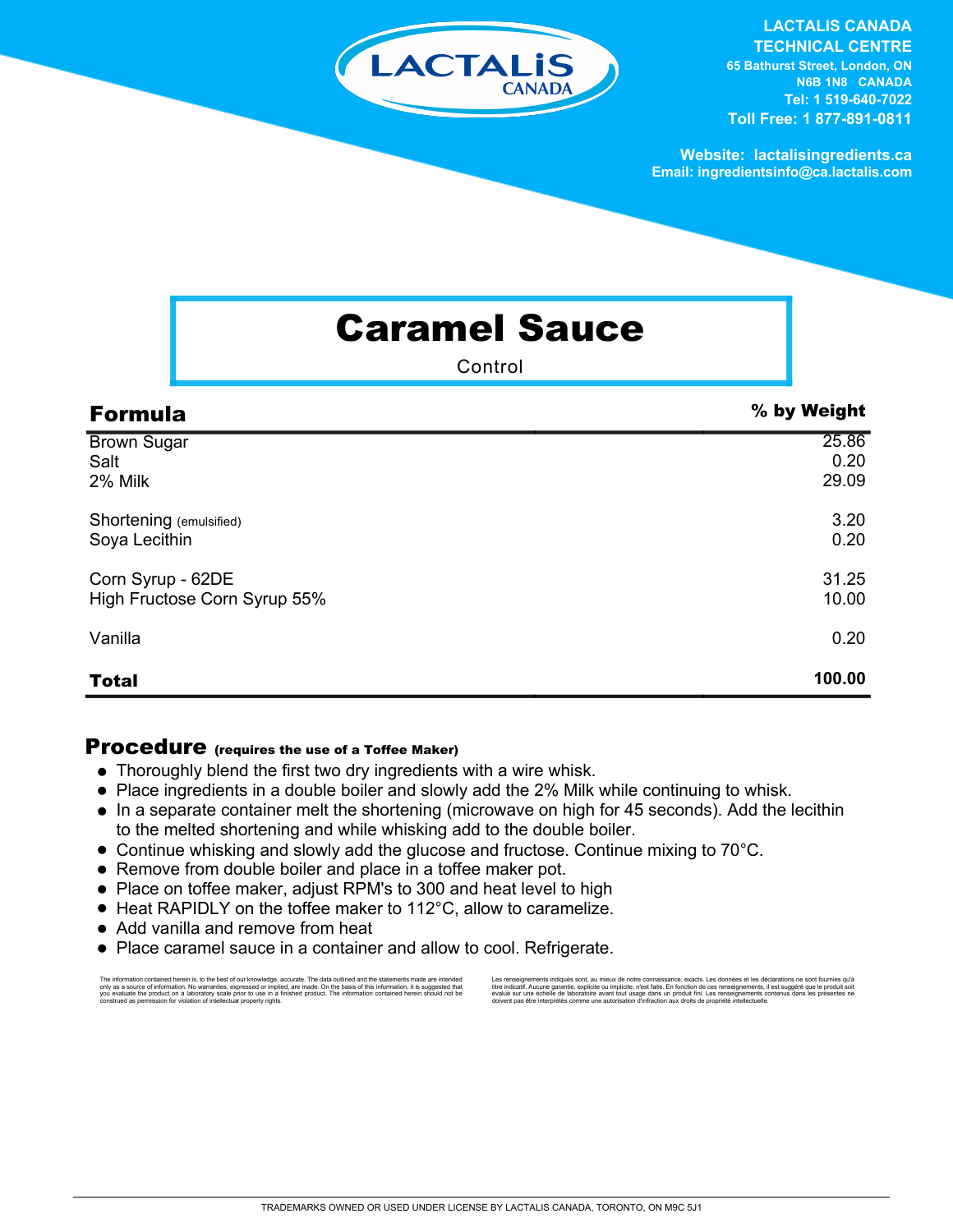LACTALIS CANADA
TECHNICAL CENTRE
65 Bathurst Street, London, ON
N6B 1N8 CANADA
Tel: 1 519-640-7022
Toll Free: 1 877-891-0811

Website: lactalisingredients.ca
Email: ingredientsinfo@ca.lactalis.com

# Caramel Sauce

Control

| Formula | % by Weight |
|---|---|
| Brown Sugar | 25.86 |
| Salt | 0.20 |
| 2% Milk | 29.09 |
| Shortening (emulsified) | 3.20 |
| Soya Lecithin | 0.20 |
| Corn Syrup - 62DE | 31.25 |
| High Fructose Corn Syrup 55% | 10.00 |
| Vanilla | 0.20 |
| **Total** | **100.00** |

## Procedure (requires the use of a Toffee Maker)

- Thoroughly blend the first two dry ingredients with a wire whisk.
- Place ingredients in a double boiler and slowly add the 2% Milk while continuing to whisk.
- In a separate container melt the shortening (microwave on high for 45 seconds). Add the lecithin to the melted shortening and while whisking add to the double boiler.
- Continue whisking and slowly add the glucose and fructose. Continue mixing to 70°C.
- Remove from double boiler and place in a toffee maker pot.
- Place on toffee maker, adjust RPM's to 300 and heat level to high
- Heat RAPIDLY on the toffee maker to 112°C, allow to caramelize.
- Add vanilla and remove from heat
- Place caramel sauce in a container and allow to cool. Refrigerate.

The information contained herein is, to the best of our knowledge, accurate. The data outlined and the statements made are intended only as a source of information. No warranties, expressed or implied, are made. On the basis of this information, it is suggested that you evaluate the product on a laboratory scale prior to use in a finished product. The information contained herein should not be construed as permission for violation of intellectual property rights.

Les renseignements indiqués sont, au mieux de notre connaissance, exacts. Les données et les déclarations ne sont fournies qu'à titre indicatif. Aucune garantie, explicite ou implicite, n'est faite. En fonction de ces renseignements, il est suggéré que le produit soit évalué sur une échelle de laboratoire avant tout usage dans un produit fini. Les renseignements contenus dans les présentes ne doivent pas être interprétés comme une autorisation d'infraction aux droits de propriété intellectuelle.

TRADEMARKS OWNED OR USED UNDER LICENSE BY LACTALIS CANADA, TORONTO, ON M9C 5J1